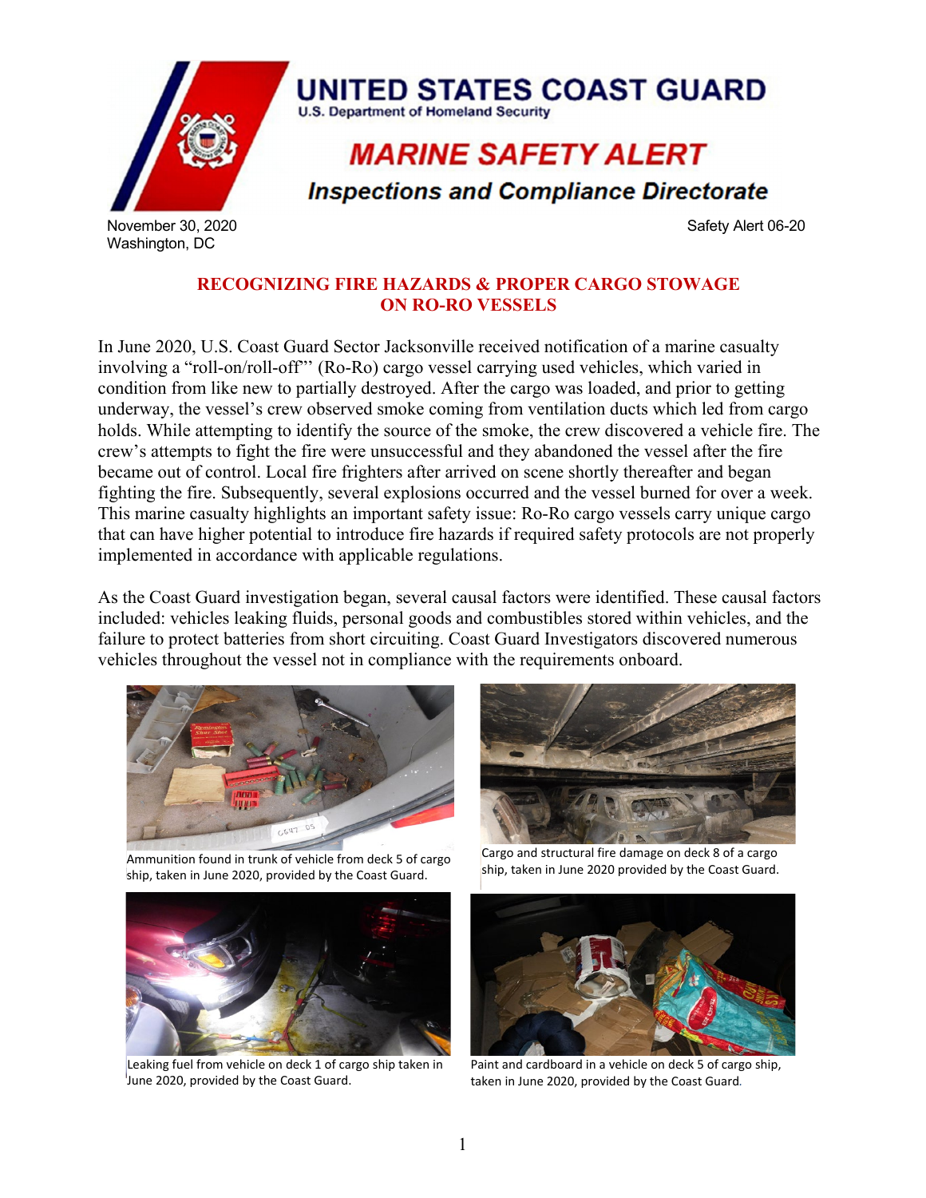# UNITED STATES COAST GUARD

U.S. Department of Homeland Security

## MARINE SAFETY ALERT

### *Inspections and Compliance Directorate*

November 30, 2020
Washington, DC

Safety Alert 06-20

## RECOGNIZING FIRE HAZARDS & PROPER CARGO STOWAGE ON RO-RO VESSELS

In June 2020, U.S. Coast Guard Sector Jacksonville received notification of a marine casualty involving a "roll-on/roll-off"' (Ro-Ro) cargo vessel carrying used vehicles, which varied in condition from like new to partially destroyed. After the cargo was loaded, and prior to getting underway, the vessel's crew observed smoke coming from ventilation ducts which led from cargo holds. While attempting to identify the source of the smoke, the crew discovered a vehicle fire. The crew's attempts to fight the fire were unsuccessful and they abandoned the vessel after the fire became out of control. Local fire fighters after arrived on scene shortly thereafter and began fighting the fire. Subsequently, several explosions occurred and the vessel burned for over a week. This marine casualty highlights an important safety issue: Ro-Ro cargo vessels carry unique cargo that can have higher potential to introduce fire hazards if required safety protocols are not properly implemented in accordance with applicable regulations.

As the Coast Guard investigation began, several causal factors were identified. These causal factors included: vehicles leaking fluids, personal goods and combustibles stored within vehicles, and the failure to protect batteries from short circuiting. Coast Guard Investigators discovered numerous vehicles throughout the vessel not in compliance with the requirements onboard.

Ammunition found in trunk of vehicle from deck 5 of cargo ship, taken in June 2020, provided by the Coast Guard.

Cargo and structural fire damage on deck 8 of a cargo ship, taken in June 2020 provided by the Coast Guard.

Leaking fuel from vehicle on deck 1 of cargo ship taken in June 2020, provided by the Coast Guard.

Paint and cardboard in a vehicle on deck 5 of cargo ship, taken in June 2020, provided by the Coast Guard.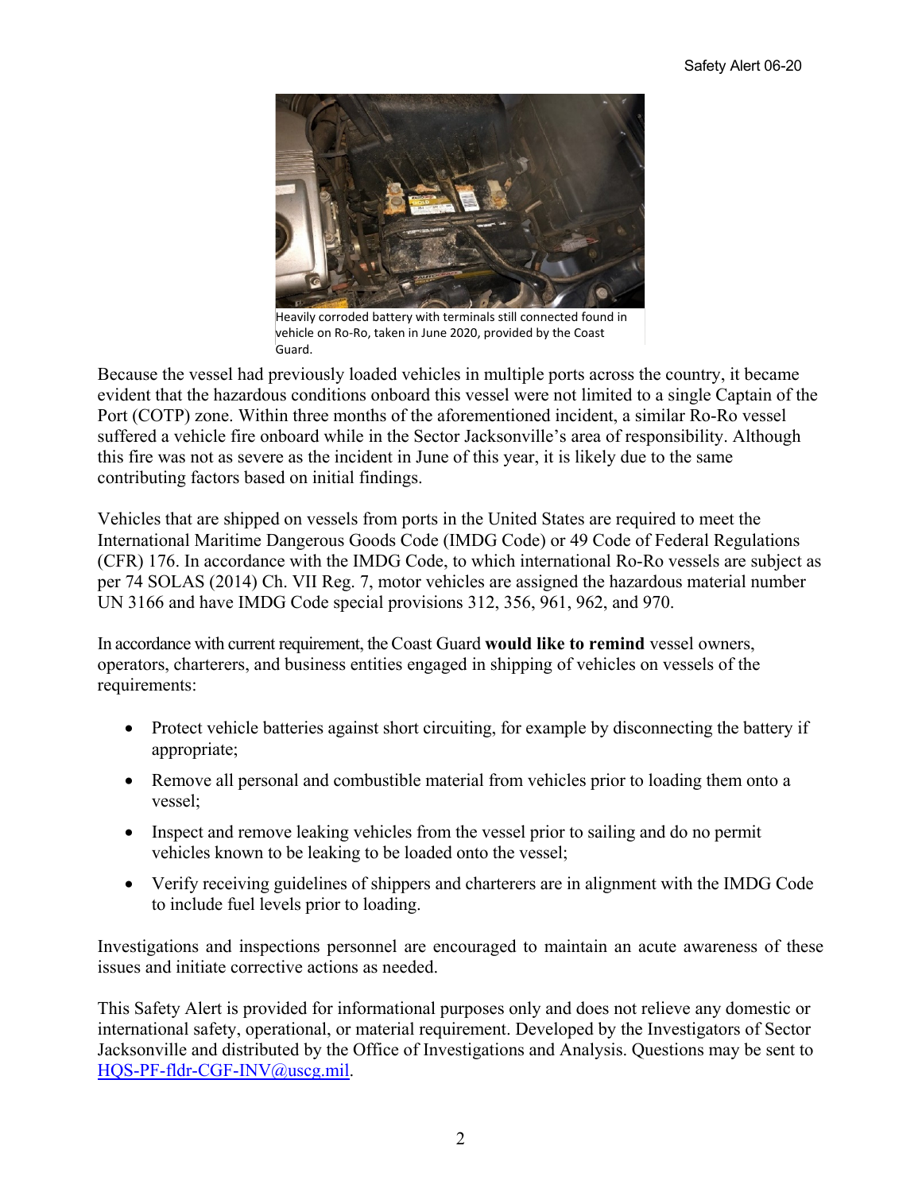Heavily corroded battery with terminals still connected found in vehicle on Ro-Ro, taken in June 2020, provided by the Coast Guard.

Because the vessel had previously loaded vehicles in multiple ports across the country, it became evident that the hazardous conditions onboard this vessel were not limited to a single Captain of the Port (COTP) zone. Within three months of the aforementioned incident, a similar Ro-Ro vessel suffered a vehicle fire onboard while in the Sector Jacksonville's area of responsibility. Although this fire was not as severe as the incident in June of this year, it is likely due to the same contributing factors based on initial findings.

Vehicles that are shipped on vessels from ports in the United States are required to meet the International Maritime Dangerous Goods Code (IMDG Code) or 49 Code of Federal Regulations (CFR) 176. In accordance with the IMDG Code, to which international Ro-Ro vessels are subject as per 74 SOLAS (2014) Ch. VII Reg. 7, motor vehicles are assigned the hazardous material number UN 3166 and have IMDG Code special provisions 312, 356, 961, 962, and 970.

In accordance with current requirement, the Coast Guard **would like to remind** vessel owners, operators, charterers, and business entities engaged in shipping of vehicles on vessels of the requirements:

- Protect vehicle batteries against short circuiting, for example by disconnecting the battery if appropriate;
- Remove all personal and combustible material from vehicles prior to loading them onto a vessel;
- Inspect and remove leaking vehicles from the vessel prior to sailing and do no permit vehicles known to be leaking to be loaded onto the vessel;
- Verify receiving guidelines of shippers and charterers are in alignment with the IMDG Code to include fuel levels prior to loading.

Investigations and inspections personnel are encouraged to maintain an acute awareness of these issues and initiate corrective actions as needed.

This Safety Alert is provided for informational purposes only and does not relieve any domestic or international safety, operational, or material requirement. Developed by the Investigators of Sector Jacksonville and distributed by the Office of Investigations and Analysis. Questions may be sent to HQS-PF-fldr-CGF-INV@uscg.mil.